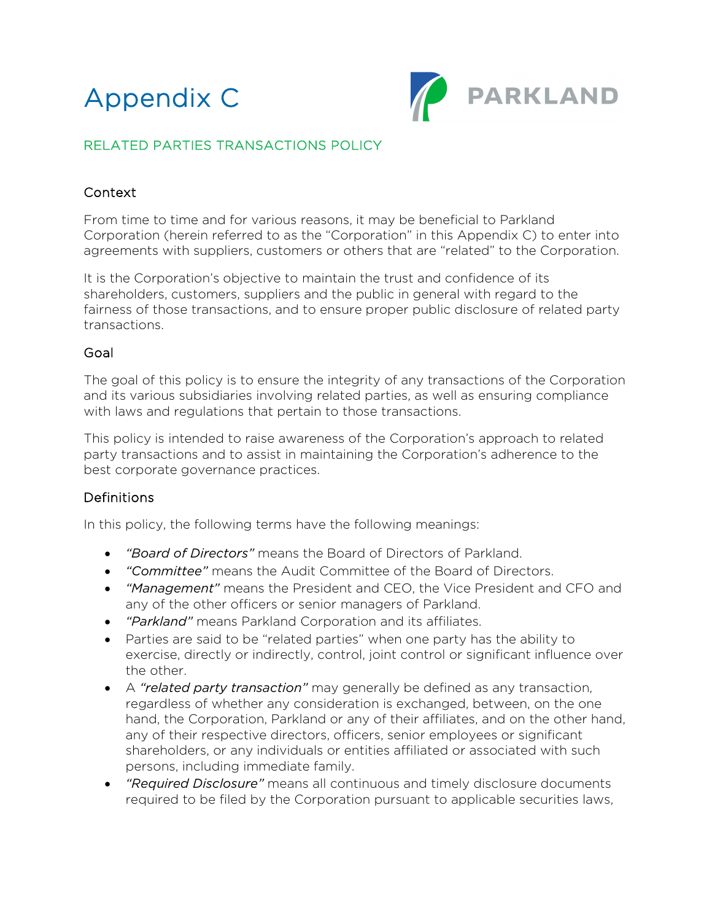# Appendix C

PARKLAND

## RELATED PARTIES TRANSACTIONS POLICY

### Context

From time to time and for various reasons, it may be beneficial to Parkland Corporation (herein referred to as the "Corporation" in this Appendix C) to enter into agreements with suppliers, customers or others that are "related" to the Corporation.

It is the Corporation's objective to maintain the trust and confidence of its shareholders, customers, suppliers and the public in general with regard to the fairness of those transactions, and to ensure proper public disclosure of related party transactions.

### Goal

The goal of this policy is to ensure the integrity of any transactions of the Corporation and its various subsidiaries involving related parties, as well as ensuring compliance with laws and regulations that pertain to those transactions.

This policy is intended to raise awareness of the Corporation's approach to related party transactions and to assist in maintaining the Corporation's adherence to the best corporate governance practices.

### Definitions

In this policy, the following terms have the following meanings:

- *"Board of Directors"* means the Board of Directors of Parkland.
- *"Committee"* means the Audit Committee of the Board of Directors.
- *"Management"* means the President and CEO, the Vice President and CFO and any of the other officers or senior managers of Parkland.
- *"Parkland"* means Parkland Corporation and its affiliates.
- Parties are said to be "related parties" when one party has the ability to exercise, directly or indirectly, control, joint control or significant influence over the other.
- A *"related party transaction"* may generally be defined as any transaction, regardless of whether any consideration is exchanged, between, on the one hand, the Corporation, Parkland or any of their affiliates, and on the other hand, any of their respective directors, officers, senior employees or significant shareholders, or any individuals or entities affiliated or associated with such persons, including immediate family.
- *"Required Disclosure"* means all continuous and timely disclosure documents required to be filed by the Corporation pursuant to applicable securities laws,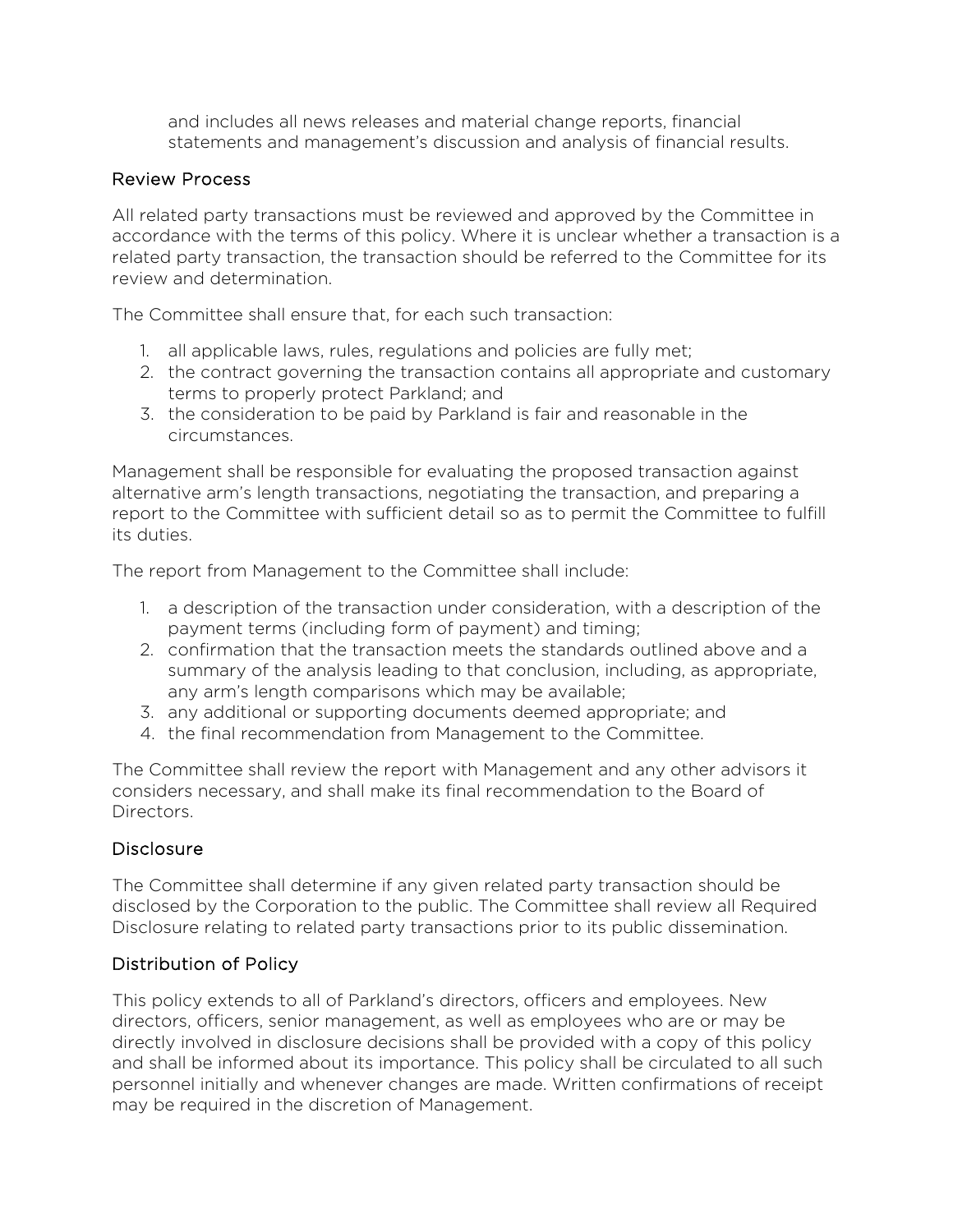and includes all news releases and material change reports, financial statements and management's discussion and analysis of financial results.

## Review Process

All related party transactions must be reviewed and approved by the Committee in accordance with the terms of this policy. Where it is unclear whether a transaction is a related party transaction, the transaction should be referred to the Committee for its review and determination.

The Committee shall ensure that, for each such transaction:

1. all applicable laws, rules, regulations and policies are fully met;
2. the contract governing the transaction contains all appropriate and customary terms to properly protect Parkland; and
3. the consideration to be paid by Parkland is fair and reasonable in the circumstances.

Management shall be responsible for evaluating the proposed transaction against alternative arm's length transactions, negotiating the transaction, and preparing a report to the Committee with sufficient detail so as to permit the Committee to fulfill its duties.

The report from Management to the Committee shall include:

1. a description of the transaction under consideration, with a description of the payment terms (including form of payment) and timing;
2. confirmation that the transaction meets the standards outlined above and a summary of the analysis leading to that conclusion, including, as appropriate, any arm's length comparisons which may be available;
3. any additional or supporting documents deemed appropriate; and
4. the final recommendation from Management to the Committee.

The Committee shall review the report with Management and any other advisors it considers necessary, and shall make its final recommendation to the Board of Directors.

## Disclosure

The Committee shall determine if any given related party transaction should be disclosed by the Corporation to the public. The Committee shall review all Required Disclosure relating to related party transactions prior to its public dissemination.

## Distribution of Policy

This policy extends to all of Parkland's directors, officers and employees. New directors, officers, senior management, as well as employees who are or may be directly involved in disclosure decisions shall be provided with a copy of this policy and shall be informed about its importance. This policy shall be circulated to all such personnel initially and whenever changes are made. Written confirmations of receipt may be required in the discretion of Management.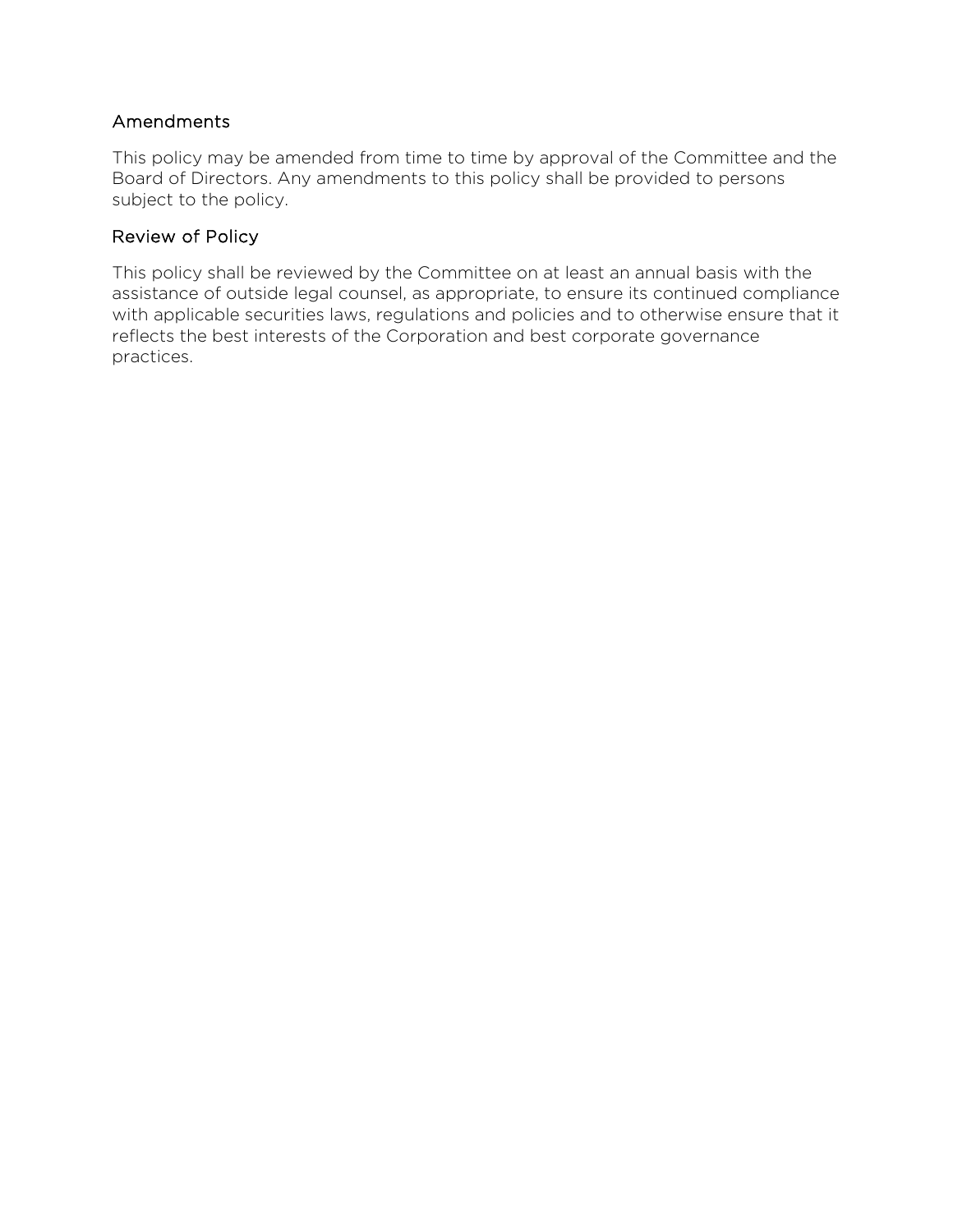## Amendments

This policy may be amended from time to time by approval of the Committee and the Board of Directors. Any amendments to this policy shall be provided to persons subject to the policy.

## Review of Policy

This policy shall be reviewed by the Committee on at least an annual basis with the assistance of outside legal counsel, as appropriate, to ensure its continued compliance with applicable securities laws, regulations and policies and to otherwise ensure that it reflects the best interests of the Corporation and best corporate governance practices.